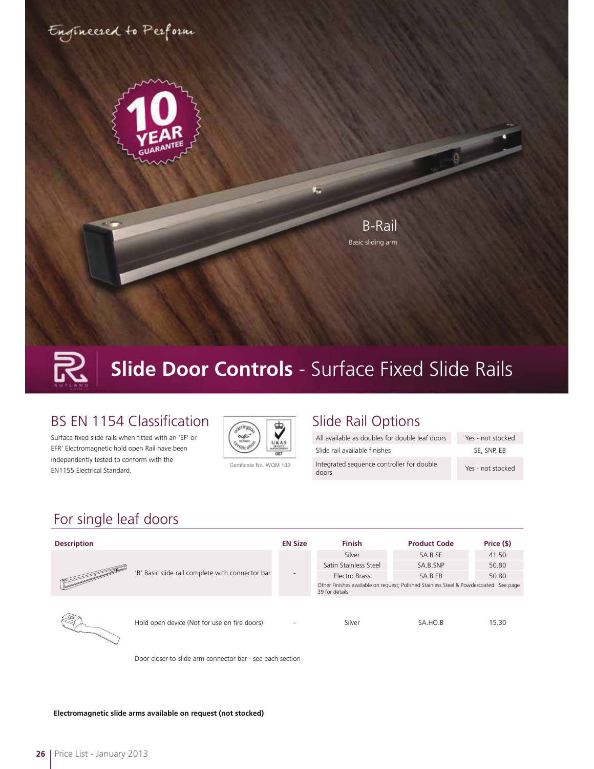Engineered to Perform

10 YEAR GUARANTEE

B-Rail

Basic sliding arm

# Slide Door Controls - Surface Fixed Slide Rails

## BS EN 1154 Classification

Surface fixed slide rails when fitted with an 'EF' or EFR' Electromagnetic hold open Rail have been independently tested to conform with the EN1155 Electrical Standard.

Certificate No. WQM 132

## Slide Rail Options

| | |
|---|---|
| All available as doubles for double leaf doors | Yes - not stocked |
| Slide rail available finishes | SE, SNP, EB |
| Integrated sequence controller for double doors | Yes - not stocked |

## For single leaf doors

| Description | EN Size | Finish | Product Code | Price ($) |
|---|---|---|---|---|
| 'B' Basic slide rail complete with connector bar | - | Silver | SA.B.SE | 41.50 |
| | | Satin Stainless Steel | SA.B.SNP | 50.80 |
| | | Electro Brass | SA.B.EB | 50.80 |
| | | Other Finishes available on request; Polished Stainless Steel & Powdercoated. See page 39 for details | | |
| Hold open device (Not for use on fire doors) | - | Silver | SA.HO.B | 15.30 |

Door closer-to-slide arm connector bar - see each section

**Electromagnetic slide arms available on request (not stocked)**

Price List - January 2013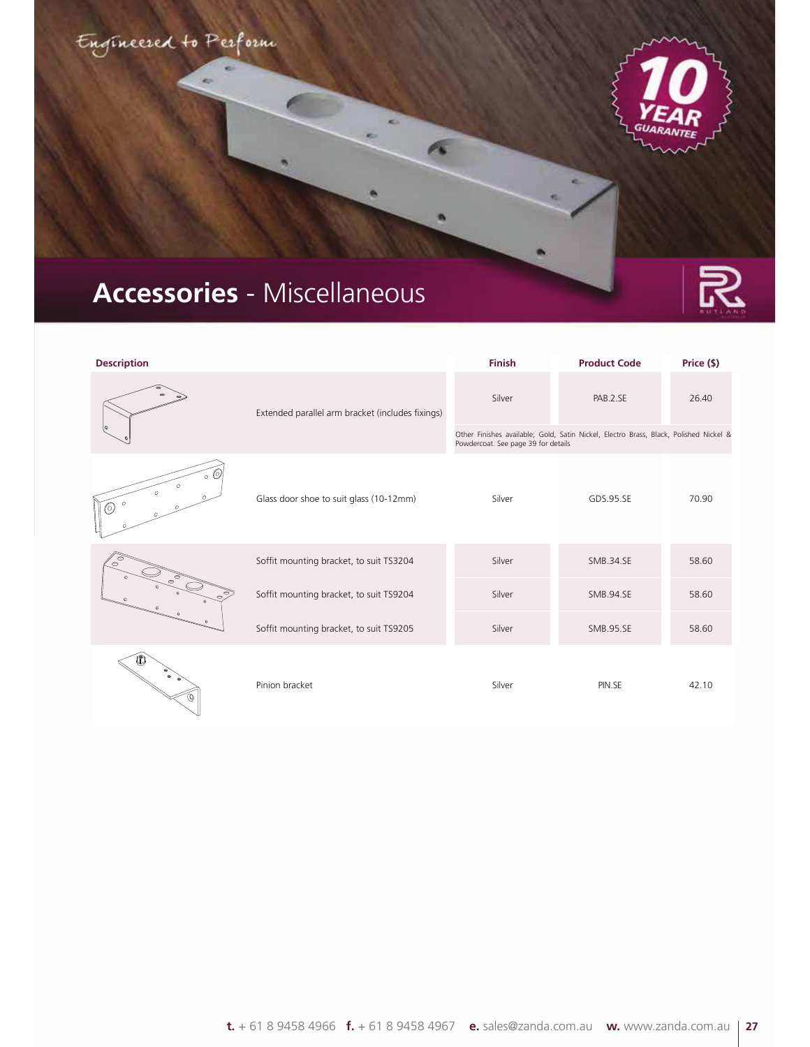Engineered to Perform

10 YEAR GUARANTEE

# Accessories - Miscellaneous

| Description | | Finish | Product Code | Price ($) |
|---|---|---|---|---|
| | Extended parallel arm bracket (includes fixings) | Silver | PAB.2.SE | 26.40 |
| | | Other Finishes available; Gold, Satin Nickel, Electro Brass, Black, Polished Nickel & Powdercoat. See page 39 for details | | |
| | Glass door shoe to suit glass (10-12mm) | Silver | GDS.95.SE | 70.90 |
| | Soffit mounting bracket, to suit TS3204 | Silver | SMB.34.SE | 58.60 |
| | Soffit mounting bracket, to suit TS9204 | Silver | SMB.94.SE | 58.60 |
| | Soffit mounting bracket, to suit TS9205 | Silver | SMB.95.SE | 58.60 |
| | Pinion bracket | Silver | PIN.SE | 42.10 |

**t.** + 61 8 9458 4966 **f.** + 61 8 9458 4967 **e.** sales@zanda.com.au **w.** www.zanda.com.au